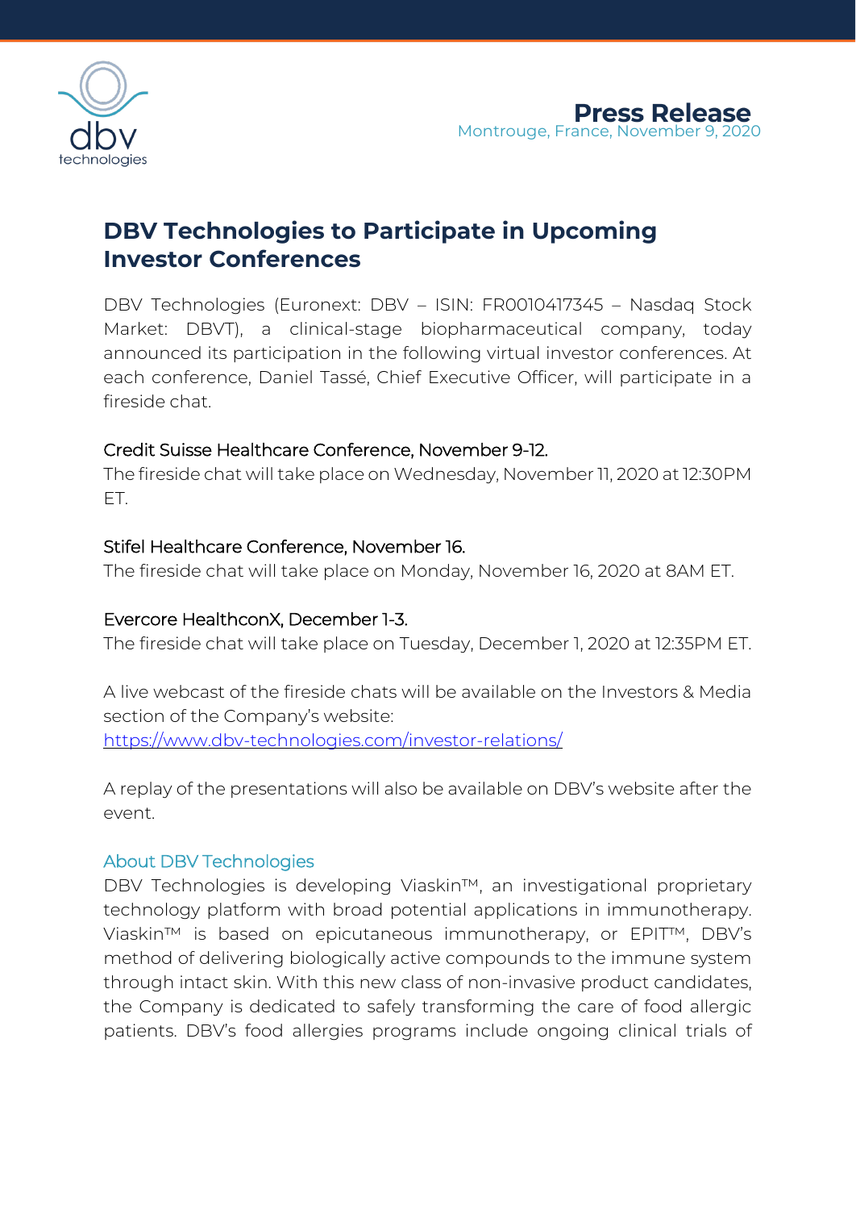**Press Release**
Montrouge, France, November 9, 2020

# DBV Technologies to Participate in Upcoming Investor Conferences

DBV Technologies (Euronext: DBV – ISIN: FR0010417345 – Nasdaq Stock Market: DBVT), a clinical-stage biopharmaceutical company, today announced its participation in the following virtual investor conferences. At each conference, Daniel Tassé, Chief Executive Officer, will participate in a fireside chat.

Credit Suisse Healthcare Conference, November 9-12.
The fireside chat will take place on Wednesday, November 11, 2020 at 12:30PM ET.

Stifel Healthcare Conference, November 16.
The fireside chat will take place on Monday, November 16, 2020 at 8AM ET.

Evercore HealthconX, December 1-3.
The fireside chat will take place on Tuesday, December 1, 2020 at 12:35PM ET.

A live webcast of the fireside chats will be available on the Investors & Media section of the Company's website:
https://www.dbv-technologies.com/investor-relations/

A replay of the presentations will also be available on DBV's website after the event.

## About DBV Technologies

DBV Technologies is developing Viaskin™, an investigational proprietary technology platform with broad potential applications in immunotherapy. Viaskin™ is based on epicutaneous immunotherapy, or EPIT™, DBV's method of delivering biologically active compounds to the immune system through intact skin. With this new class of non-invasive product candidates, the Company is dedicated to safely transforming the care of food allergic patients. DBV's food allergies programs include ongoing clinical trials of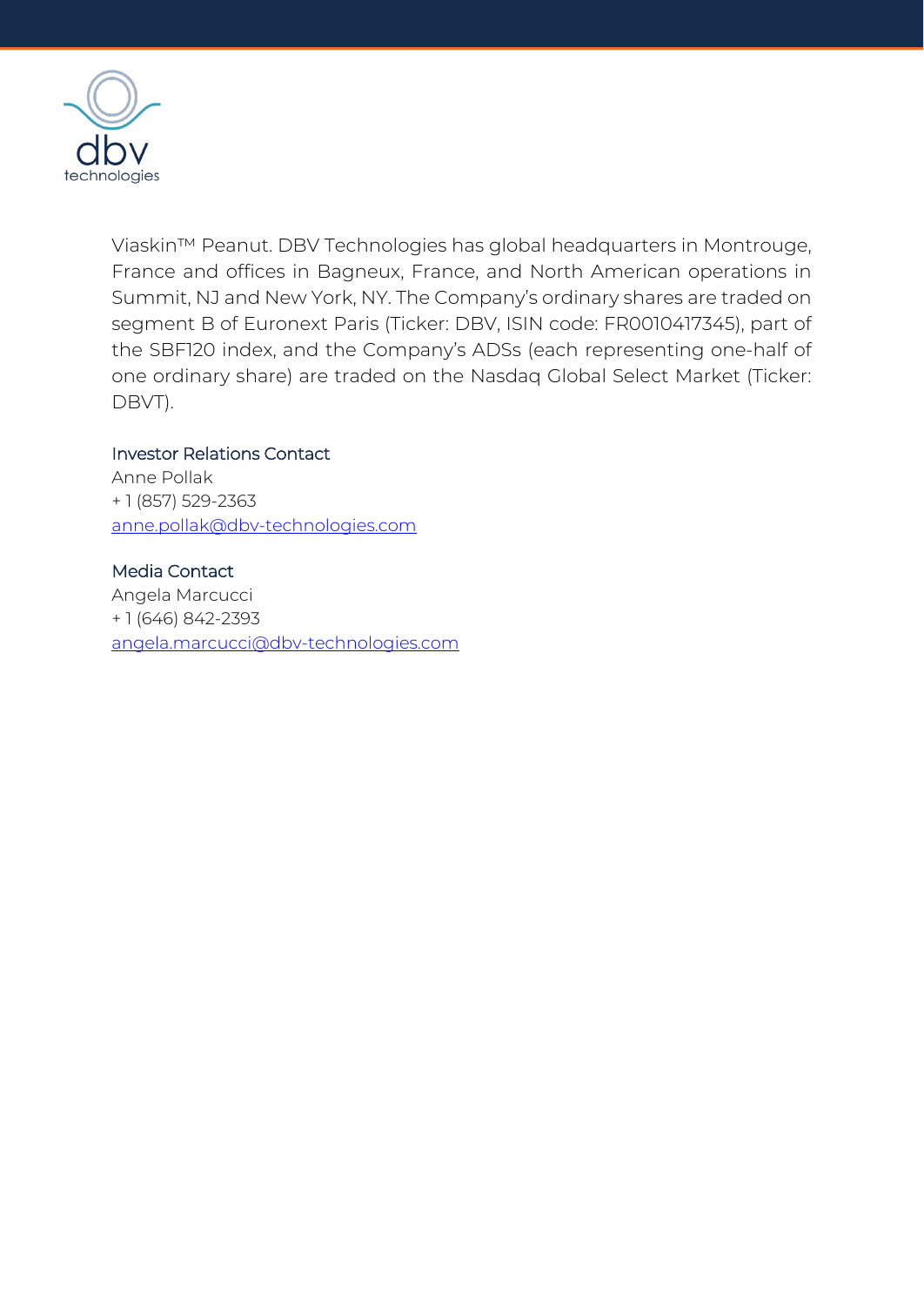Viaskin™ Peanut. DBV Technologies has global headquarters in Montrouge, France and offices in Bagneux, France, and North American operations in Summit, NJ and New York, NY. The Company's ordinary shares are traded on segment B of Euronext Paris (Ticker: DBV, ISIN code: FR0010417345), part of the SBF120 index, and the Company's ADSs (each representing one-half of one ordinary share) are traded on the Nasdaq Global Select Market (Ticker: DBVT).

**Investor Relations Contact**
Anne Pollak
+ 1 (857) 529-2363
anne.pollak@dbv-technologies.com

**Media Contact**
Angela Marcucci
+ 1 (646) 842-2393
angela.marcucci@dbv-technologies.com